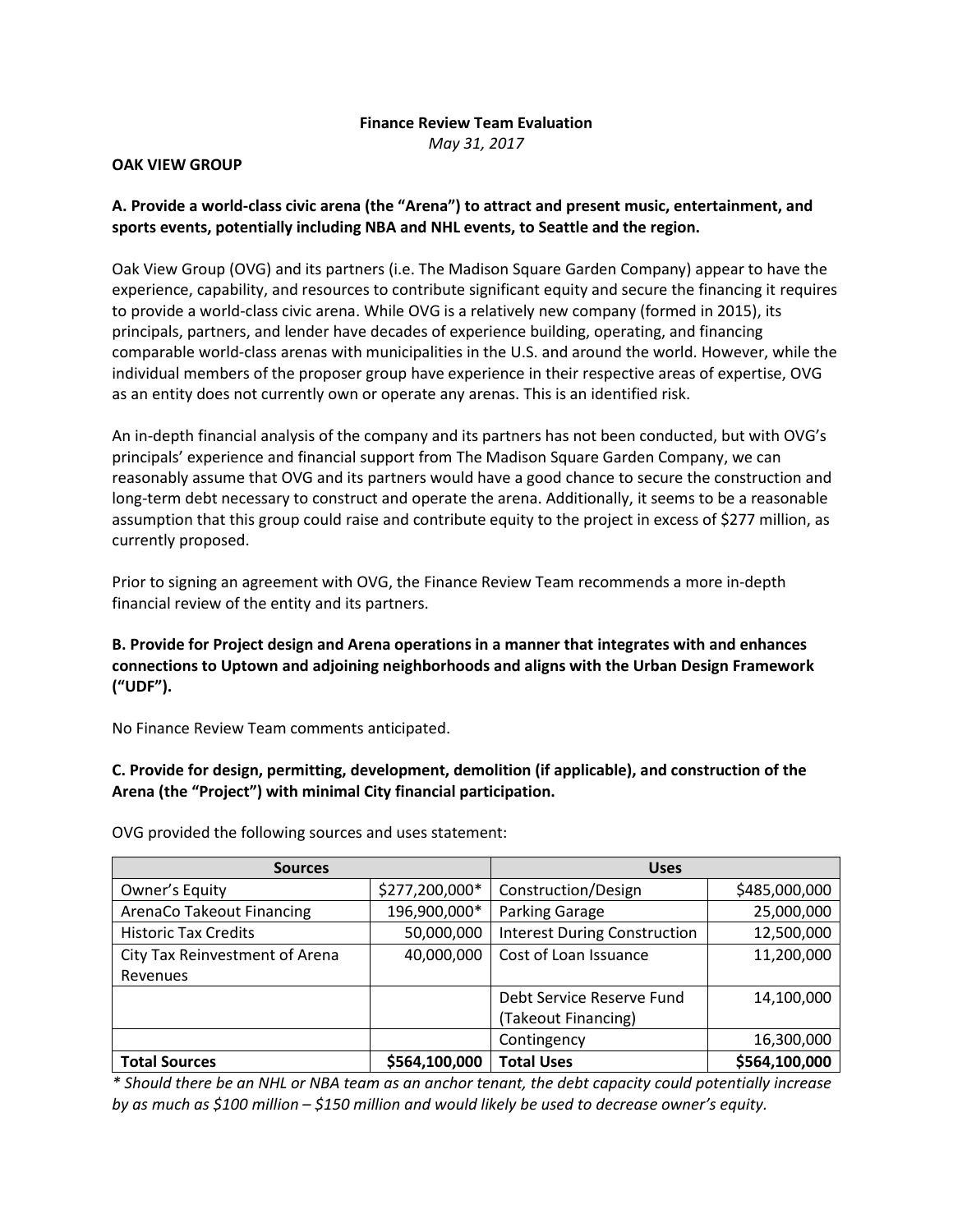**Finance Review Team Evaluation**

*May 31, 2017*

**OAK VIEW GROUP**

**A. Provide a world-class civic arena (the "Arena") to attract and present music, entertainment, and sports events, potentially including NBA and NHL events, to Seattle and the region.**

Oak View Group (OVG) and its partners (i.e. The Madison Square Garden Company) appear to have the experience, capability, and resources to contribute significant equity and secure the financing it requires to provide a world-class civic arena. While OVG is a relatively new company (formed in 2015), its principals, partners, and lender have decades of experience building, operating, and financing comparable world-class arenas with municipalities in the U.S. and around the world. However, while the individual members of the proposer group have experience in their respective areas of expertise, OVG as an entity does not currently own or operate any arenas. This is an identified risk.

An in-depth financial analysis of the company and its partners has not been conducted, but with OVG's principals' experience and financial support from The Madison Square Garden Company, we can reasonably assume that OVG and its partners would have a good chance to secure the construction and long-term debt necessary to construct and operate the arena. Additionally, it seems to be a reasonable assumption that this group could raise and contribute equity to the project in excess of $277 million, as currently proposed.

Prior to signing an agreement with OVG, the Finance Review Team recommends a more in-depth financial review of the entity and its partners.

**B. Provide for Project design and Arena operations in a manner that integrates with and enhances connections to Uptown and adjoining neighborhoods and aligns with the Urban Design Framework ("UDF").**

No Finance Review Team comments anticipated.

**C. Provide for design, permitting, development, demolition (if applicable), and construction of the Arena (the "Project") with minimal City financial participation.**

OVG provided the following sources and uses statement:

| **Sources** | | **Uses** | |
|---|---|---|---|
| Owner's Equity | $277,200,000* | Construction/Design | $485,000,000 |
| ArenaCo Takeout Financing | 196,900,000* | Parking Garage | 25,000,000 |
| Historic Tax Credits | 50,000,000 | Interest During Construction | 12,500,000 |
| City Tax Reinvestment of Arena Revenues | 40,000,000 | Cost of Loan Issuance | 11,200,000 |
| | | Debt Service Reserve Fund (Takeout Financing) | 14,100,000 |
| | | Contingency | 16,300,000 |
| **Total Sources** | **$564,100,000** | **Total Uses** | **$564,100,000** |

*\* Should there be an NHL or NBA team as an anchor tenant, the debt capacity could potentially increase by as much as $100 million – $150 million and would likely be used to decrease owner's equity.*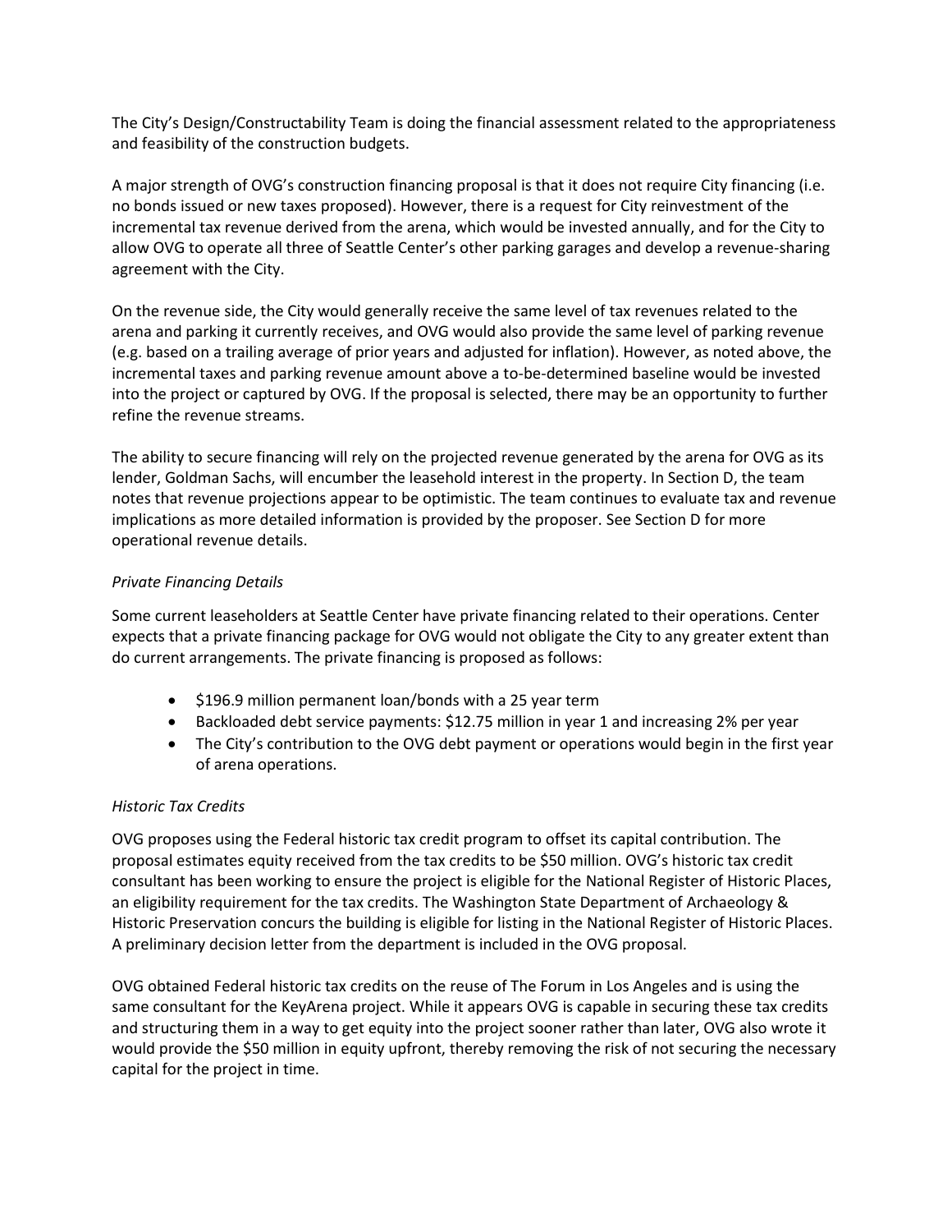The City's Design/Constructability Team is doing the financial assessment related to the appropriateness and feasibility of the construction budgets.

A major strength of OVG's construction financing proposal is that it does not require City financing (i.e. no bonds issued or new taxes proposed). However, there is a request for City reinvestment of the incremental tax revenue derived from the arena, which would be invested annually, and for the City to allow OVG to operate all three of Seattle Center's other parking garages and develop a revenue-sharing agreement with the City.

On the revenue side, the City would generally receive the same level of tax revenues related to the arena and parking it currently receives, and OVG would also provide the same level of parking revenue (e.g. based on a trailing average of prior years and adjusted for inflation). However, as noted above, the incremental taxes and parking revenue amount above a to-be-determined baseline would be invested into the project or captured by OVG. If the proposal is selected, there may be an opportunity to further refine the revenue streams.

The ability to secure financing will rely on the projected revenue generated by the arena for OVG as its lender, Goldman Sachs, will encumber the leasehold interest in the property. In Section D, the team notes that revenue projections appear to be optimistic. The team continues to evaluate tax and revenue implications as more detailed information is provided by the proposer. See Section D for more operational revenue details.

*Private Financing Details*

Some current leaseholders at Seattle Center have private financing related to their operations. Center expects that a private financing package for OVG would not obligate the City to any greater extent than do current arrangements. The private financing is proposed as follows:

- $196.9 million permanent loan/bonds with a 25 year term
- Backloaded debt service payments: $12.75 million in year 1 and increasing 2% per year
- The City's contribution to the OVG debt payment or operations would begin in the first year of arena operations.

*Historic Tax Credits*

OVG proposes using the Federal historic tax credit program to offset its capital contribution. The proposal estimates equity received from the tax credits to be $50 million. OVG's historic tax credit consultant has been working to ensure the project is eligible for the National Register of Historic Places, an eligibility requirement for the tax credits. The Washington State Department of Archaeology & Historic Preservation concurs the building is eligible for listing in the National Register of Historic Places. A preliminary decision letter from the department is included in the OVG proposal.

OVG obtained Federal historic tax credits on the reuse of The Forum in Los Angeles and is using the same consultant for the KeyArena project. While it appears OVG is capable in securing these tax credits and structuring them in a way to get equity into the project sooner rather than later, OVG also wrote it would provide the $50 million in equity upfront, thereby removing the risk of not securing the necessary capital for the project in time.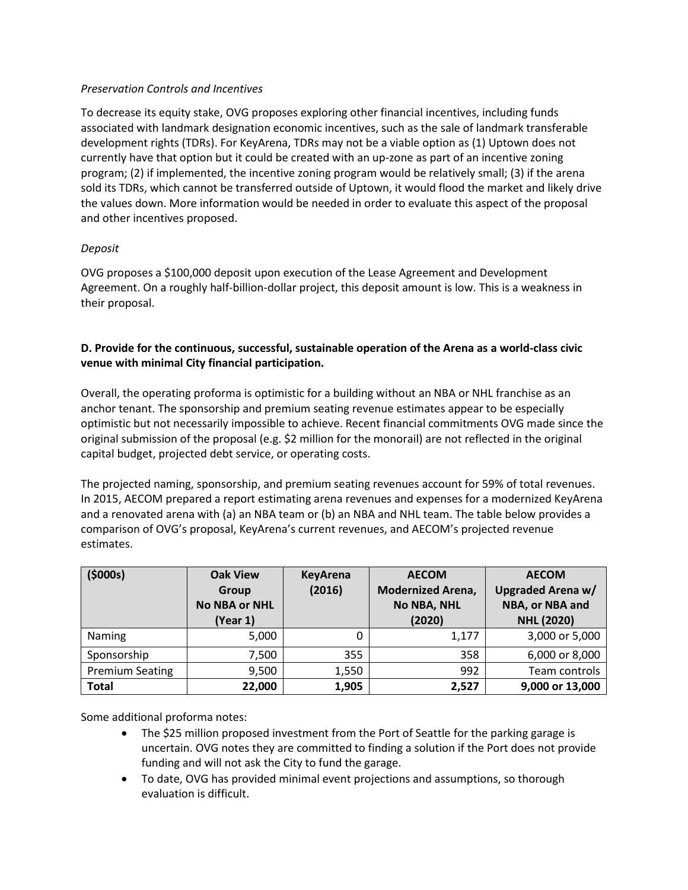*Preservation Controls and Incentives*

To decrease its equity stake, OVG proposes exploring other financial incentives, including funds associated with landmark designation economic incentives, such as the sale of landmark transferable development rights (TDRs). For KeyArena, TDRs may not be a viable option as (1) Uptown does not currently have that option but it could be created with an up-zone as part of an incentive zoning program; (2) if implemented, the incentive zoning program would be relatively small; (3) if the arena sold its TDRs, which cannot be transferred outside of Uptown, it would flood the market and likely drive the values down. More information would be needed in order to evaluate this aspect of the proposal and other incentives proposed.

*Deposit*

OVG proposes a $100,000 deposit upon execution of the Lease Agreement and Development Agreement. On a roughly half-billion-dollar project, this deposit amount is low. This is a weakness in their proposal.

**D. Provide for the continuous, successful, sustainable operation of the Arena as a world-class civic venue with minimal City financial participation.**

Overall, the operating proforma is optimistic for a building without an NBA or NHL franchise as an anchor tenant. The sponsorship and premium seating revenue estimates appear to be especially optimistic but not necessarily impossible to achieve. Recent financial commitments OVG made since the original submission of the proposal (e.g. $2 million for the monorail) are not reflected in the original capital budget, projected debt service, or operating costs.

The projected naming, sponsorship, and premium seating revenues account for 59% of total revenues. In 2015, AECOM prepared a report estimating arena revenues and expenses for a modernized KeyArena and a renovated arena with (a) an NBA team or (b) an NBA and NHL team. The table below provides a comparison of OVG's proposal, KeyArena's current revenues, and AECOM's projected revenue estimates.

| ($000s) | Oak View Group No NBA or NHL (Year 1) | KeyArena (2016) | AECOM Modernized Arena, No NBA, NHL (2020) | AECOM Upgraded Arena w/ NBA, or NBA and NHL (2020) |
|---|---|---|---|---|
| Naming | 5,000 | 0 | 1,177 | 3,000 or 5,000 |
| Sponsorship | 7,500 | 355 | 358 | 6,000 or 8,000 |
| Premium Seating | 9,500 | 1,550 | 992 | Team controls |
| **Total** | **22,000** | **1,905** | **2,527** | **9,000 or 13,000** |

Some additional proforma notes:

- The $25 million proposed investment from the Port of Seattle for the parking garage is uncertain. OVG notes they are committed to finding a solution if the Port does not provide funding and will not ask the City to fund the garage.
- To date, OVG has provided minimal event projections and assumptions, so thorough evaluation is difficult.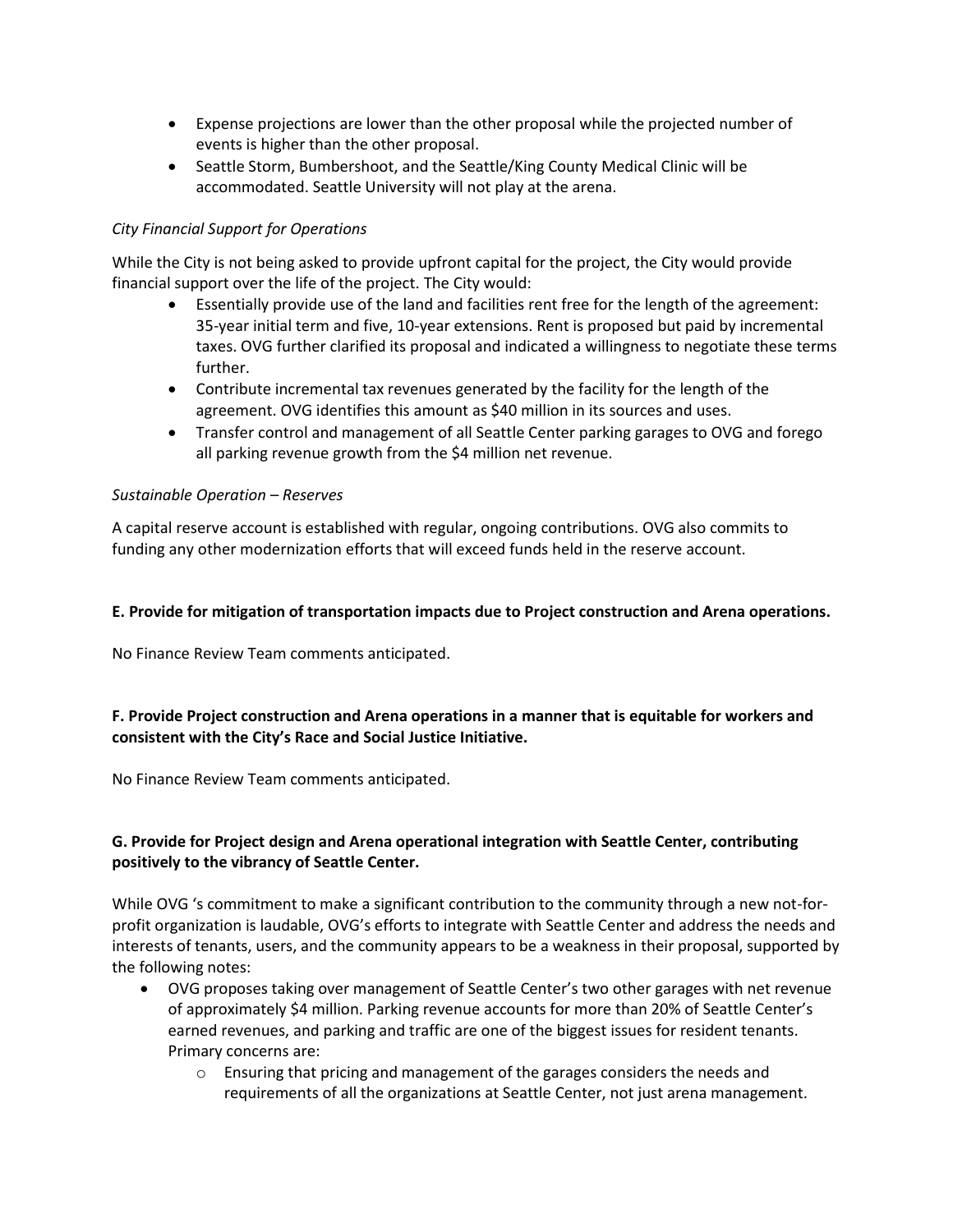- Expense projections are lower than the other proposal while the projected number of events is higher than the other proposal.
- Seattle Storm, Bumbershoot, and the Seattle/King County Medical Clinic will be accommodated. Seattle University will not play at the arena.

*City Financial Support for Operations*

While the City is not being asked to provide upfront capital for the project, the City would provide financial support over the life of the project. The City would:

- Essentially provide use of the land and facilities rent free for the length of the agreement: 35-year initial term and five, 10-year extensions. Rent is proposed but paid by incremental taxes. OVG further clarified its proposal and indicated a willingness to negotiate these terms further.
- Contribute incremental tax revenues generated by the facility for the length of the agreement. OVG identifies this amount as $40 million in its sources and uses.
- Transfer control and management of all Seattle Center parking garages to OVG and forego all parking revenue growth from the $4 million net revenue.

*Sustainable Operation – Reserves*

A capital reserve account is established with regular, ongoing contributions. OVG also commits to funding any other modernization efforts that will exceed funds held in the reserve account.

**E. Provide for mitigation of transportation impacts due to Project construction and Arena operations.**

No Finance Review Team comments anticipated.

**F. Provide Project construction and Arena operations in a manner that is equitable for workers and consistent with the City's Race and Social Justice Initiative.**

No Finance Review Team comments anticipated.

**G. Provide for Project design and Arena operational integration with Seattle Center, contributing positively to the vibrancy of Seattle Center.**

While OVG 's commitment to make a significant contribution to the community through a new not-for-profit organization is laudable, OVG's efforts to integrate with Seattle Center and address the needs and interests of tenants, users, and the community appears to be a weakness in their proposal, supported by the following notes:

- OVG proposes taking over management of Seattle Center's two other garages with net revenue of approximately $4 million. Parking revenue accounts for more than 20% of Seattle Center's earned revenues, and parking and traffic are one of the biggest issues for resident tenants. Primary concerns are:
  - Ensuring that pricing and management of the garages considers the needs and requirements of all the organizations at Seattle Center, not just arena management.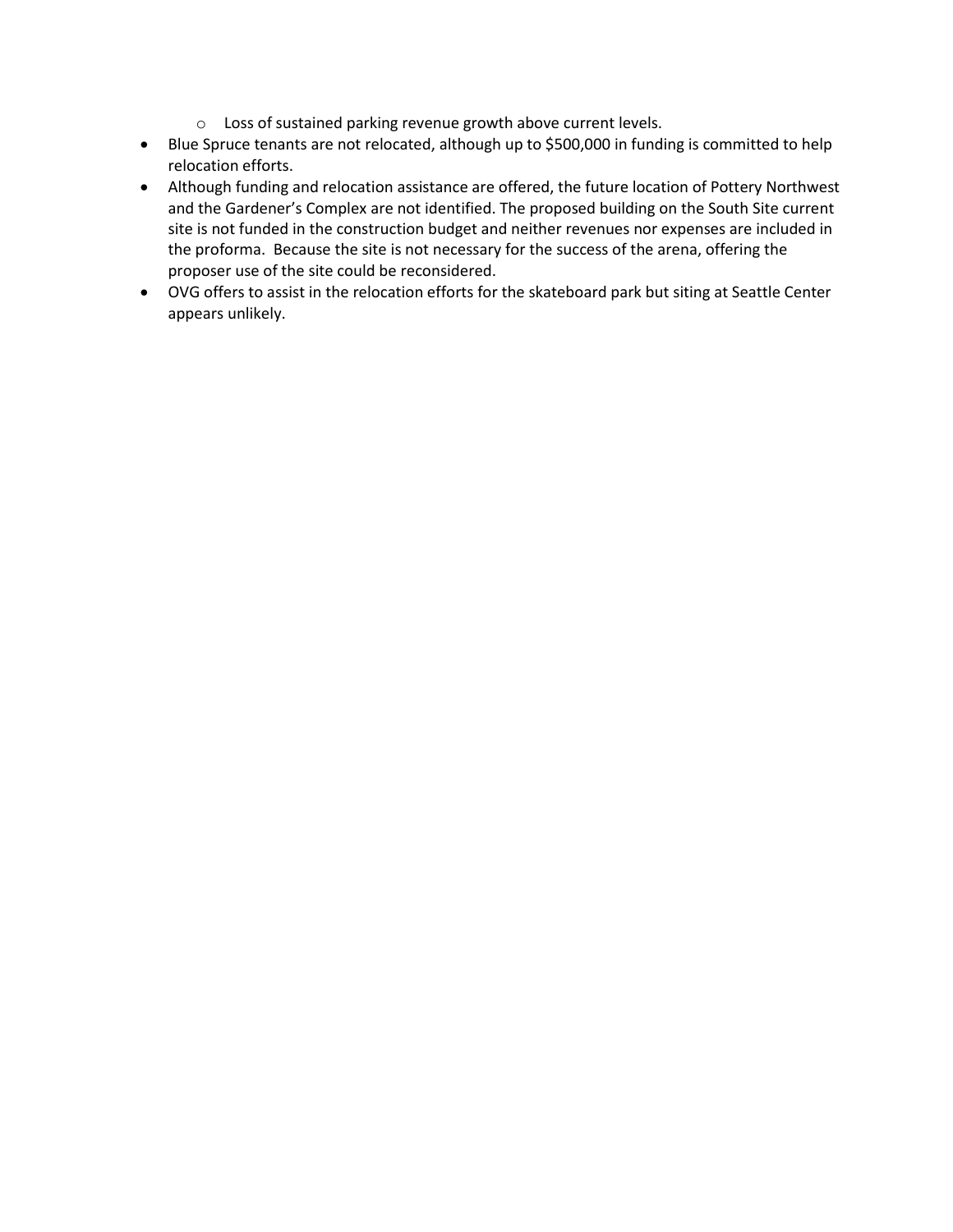- Loss of sustained parking revenue growth above current levels.
- Blue Spruce tenants are not relocated, although up to $500,000 in funding is committed to help relocation efforts.
- Although funding and relocation assistance are offered, the future location of Pottery Northwest and the Gardener's Complex are not identified. The proposed building on the South Site current site is not funded in the construction budget and neither revenues nor expenses are included in the proforma. Because the site is not necessary for the success of the arena, offering the proposer use of the site could be reconsidered.
- OVG offers to assist in the relocation efforts for the skateboard park but siting at Seattle Center appears unlikely.